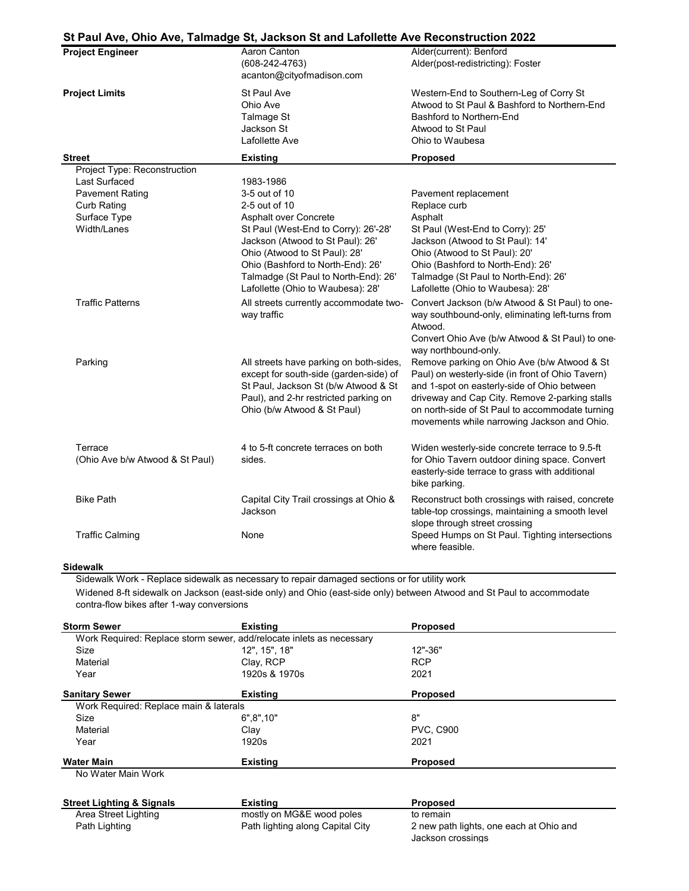# St Paul Ave, Ohio Ave, Talmadge St, Jackson St and Lafollette Ave Reconstruction 2022

| **Project Engineer** | Aaron Canton<br>(608-242-4763)<br>acanton@cityofmadison.com | Alder(current): Benford<br>Alder(post-redistricting): Foster |
|---|---|---|
| **Project Limits** | St Paul Ave<br>Ohio Ave<br>Talmage St<br>Jackson St<br>Lafollette Ave | Western-End to Southern-Leg of Corry St<br>Atwood to St Paul & Bashford to Northern-End<br>Bashford to Northern-End<br>Atwood to St Paul<br>Ohio to Waubesa |

| **Street** | **Existing** | **Proposed** |
|---|---|---|
| Project Type: Reconstruction | | |
| Last Surfaced | 1983-1986 | |
| Pavement Rating | 3-5 out of 10 | Pavement replacement |
| Curb Rating | 2-5 out of 10 | Replace curb |
| Surface Type | Asphalt over Concrete | Asphalt |
| Width/Lanes | St Paul (West-End to Corry): 26'-28'<br>Jackson (Atwood to St Paul): 26'<br>Ohio (Atwood to St Paul): 28'<br>Ohio (Bashford to North-End): 26'<br>Talmadge (St Paul to North-End): 26'<br>Lafollette (Ohio to Waubesa): 28' | St Paul (West-End to Corry): 25'<br>Jackson (Atwood to St Paul): 14'<br>Ohio (Atwood to St Paul): 20'<br>Ohio (Bashford to North-End): 26'<br>Talmadge (St Paul to North-End): 26'<br>Lafollette (Ohio to Waubesa): 28' |
| Traffic Patterns | All streets currently accommodate two-way traffic | Convert Jackson (b/w Atwood & St Paul) to one-way southbound-only, eliminating left-turns from Atwood.<br>Convert Ohio Ave (b/w Atwood & St Paul) to one-way northbound-only. |
| Parking | All streets have parking on both-sides, except for south-side (garden-side) of St Paul, Jackson St (b/w Atwood & St Paul), and 2-hr restricted parking on Ohio (b/w Atwood & St Paul) | Remove parking on Ohio Ave (b/w Atwood & St Paul) on westerly-side (in front of Ohio Tavern) and 1-spot on easterly-side of Ohio between driveway and Cap City. Remove 2-parking stalls on north-side of St Paul to accommodate turning movements while narrowing Jackson and Ohio. |
| Terrace<br>(Ohio Ave b/w Atwood & St Paul) | 4 to 5-ft concrete terraces on both sides. | Widen westerly-side concrete terrace to 9.5-ft for Ohio Tavern outdoor dining space. Convert easterly-side terrace to grass with additional bike parking. |
| Bike Path | Capital City Trail crossings at Ohio & Jackson | Reconstruct both crossings with raised, concrete table-top crossings, maintaining a smooth level slope through street crossing |
| Traffic Calming | None | Speed Humps on St Paul. Tighting intersections where feasible. |

**Sidewalk**

Sidewalk Work - Replace sidewalk as necessary to repair damaged sections or for utility work

Widened 8-ft sidewalk on Jackson (east-side only) and Ohio (east-side only) between Atwood and St Paul to accommodate contra-flow bikes after 1-way conversions

| **Storm Sewer** | **Existing** | **Proposed** |
|---|---|---|
| Work Required: Replace storm sewer, add/relocate inlets as necessary | | |
| Size | 12", 15", 18" | 12"-36" |
| Material | Clay, RCP | RCP |
| Year | 1920s & 1970s | 2021 |

| **Sanitary Sewer** | **Existing** | **Proposed** |
|---|---|---|
| Work Required: Replace main & laterals | | |
| Size | 6",8",10" | 8" |
| Material | Clay | PVC, C900 |
| Year | 1920s | 2021 |

| **Water Main** | **Existing** | **Proposed** |
|---|---|---|
| No Water Main Work | | |

| **Street Lighting & Signals** | **Existing** | **Proposed** |
|---|---|---|
| Area Street Lighting | mostly on MG&E wood poles | to remain |
| Path Lighting | Path lighting along Capital City | 2 new path lights, one each at Ohio and Jackson crossings |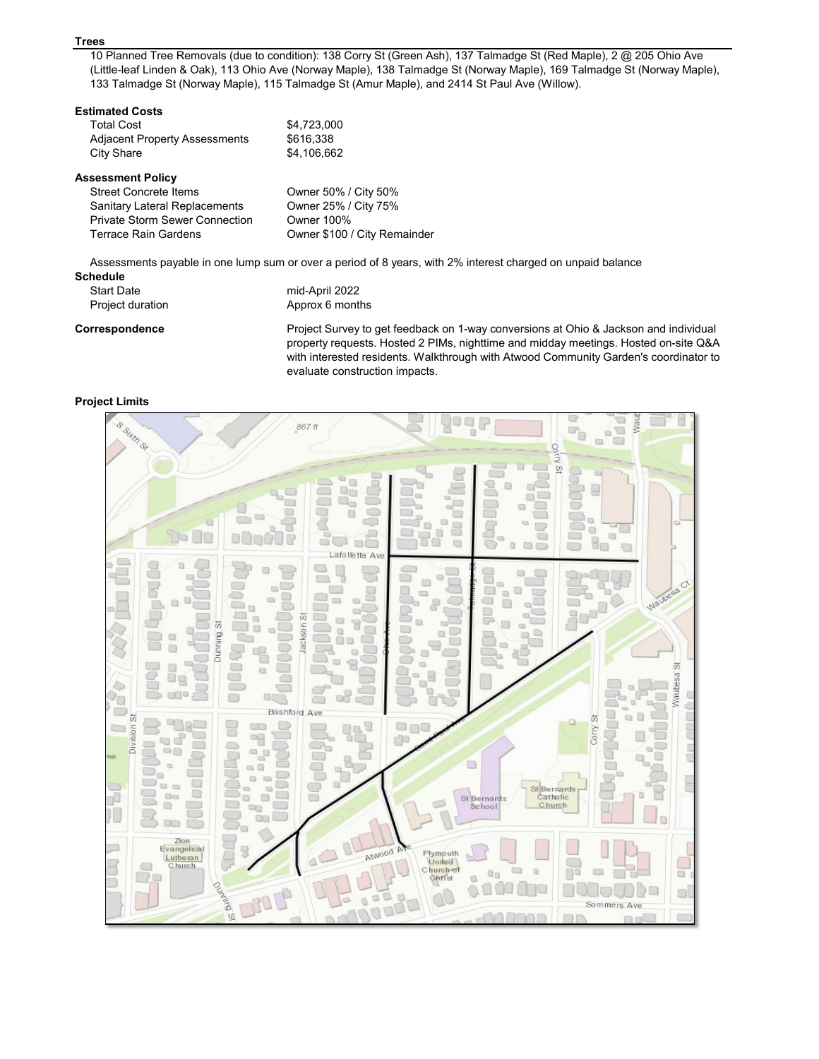### Trees

10 Planned Tree Removals (due to condition): 138 Corry St (Green Ash), 137 Talmadge St (Red Maple), 2 @ 205 Ohio Ave (Little-leaf Linden & Oak), 113 Ohio Ave (Norway Maple), 138 Talmadge St (Norway Maple), 169 Talmadge St (Norway Maple), 133 Talmadge St (Norway Maple), 115 Talmadge St (Amur Maple), and 2414 St Paul Ave (Willow).

### Estimated Costs

| | |
|---|---|
| Total Cost | $4,723,000 |
| Adjacent Property Assessments | $616,338 |
| City Share | $4,106,662 |

### Assessment Policy

| | |
|---|---|
| Street Concrete Items | Owner 50% / City 50% |
| Sanitary Lateral Replacements | Owner 25% / City 75% |
| Private Storm Sewer Connection | Owner 100% |
| Terrace Rain Gardens | Owner $100 / City Remainder |

Assessments payable in one lump sum or over a period of 8 years, with 2% interest charged on unpaid balance

### Schedule

| | |
|---|---|
| Start Date | mid-April 2022 |
| Project duration | Approx 6 months |

**Correspondence**

Project Survey to get feedback on 1-way conversions at Ohio & Jackson and individual property requests. Hosted 2 PIMs, nighttime and midday meetings. Hosted on-site Q&A with interested residents. Walkthrough with Atwood Community Garden's coordinator to evaluate construction impacts.

### Project Limits

867 ft
S Sixth St
Corry St
Lafollette Ave
Talmadge St
Waubesa Ct
Dunning St
Jackson St
Ohio Ave
Waubesa St
Bashford Ave
Division St
Corry St
St Bernards School
St Bernards Catholic Church
Zion Evangelical Lutheran Church
Atwood Ave
Plymouth United Church of Christ
Dunning St
Sommers Ave